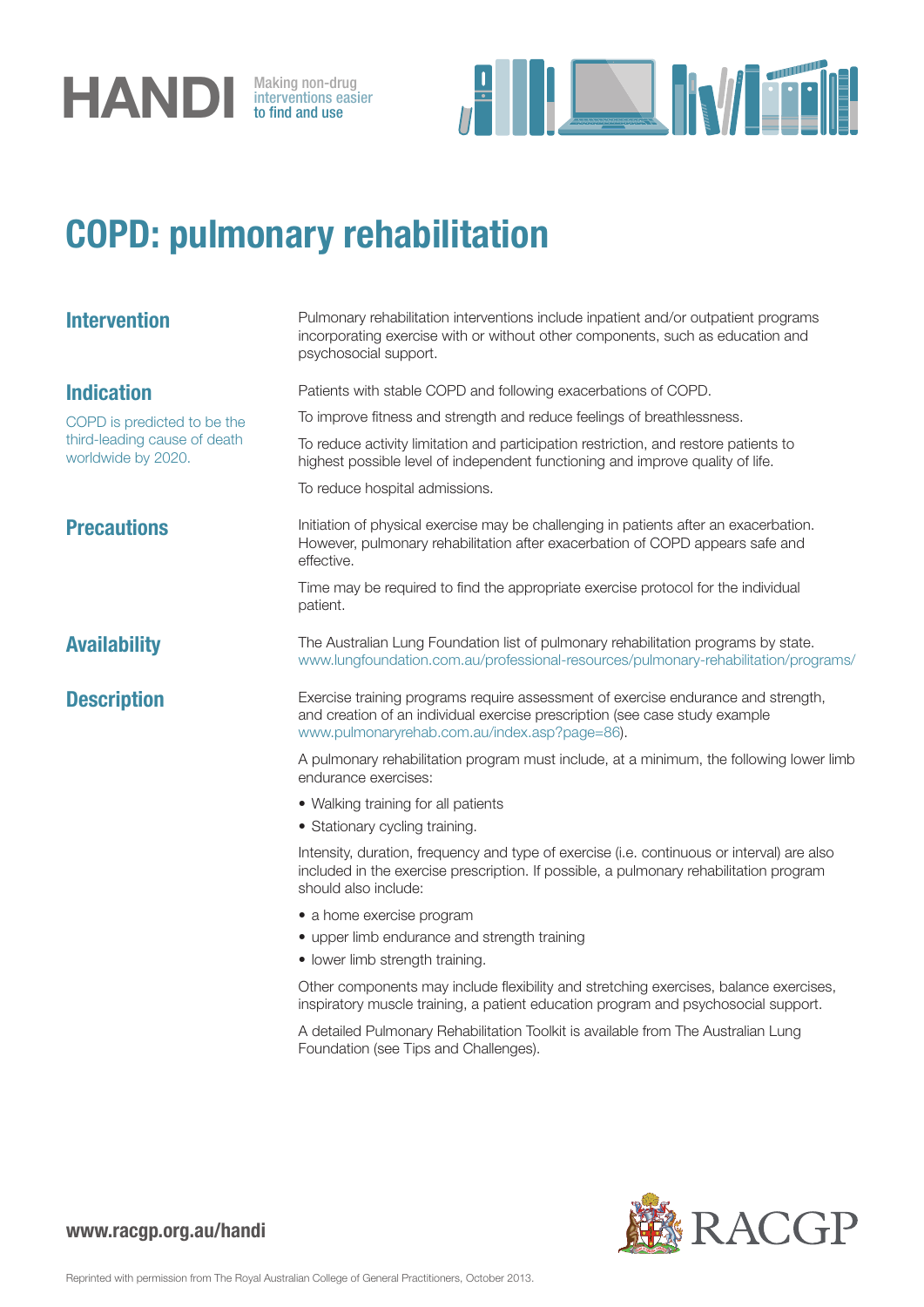# HANDI

Making non-drug interventions easier to find and use

## COPD: pulmonary rehabilitation

### Intervention

Pulmonary rehabilitation interventions include inpatient and/or outpatient programs incorporating exercise with or without other components, such as education and psychosocial support.

### Indication

COPD is predicted to be the third-leading cause of death worldwide by 2020.

Patients with stable COPD and following exacerbations of COPD.

To improve fitness and strength and reduce feelings of breathlessness.

To reduce activity limitation and participation restriction, and restore patients to highest possible level of independent functioning and improve quality of life.

To reduce hospital admissions.

### Precautions

Initiation of physical exercise may be challenging in patients after an exacerbation. However, pulmonary rehabilitation after exacerbation of COPD appears safe and effective.

Time may be required to find the appropriate exercise protocol for the individual patient.

### Availability

The Australian Lung Foundation list of pulmonary rehabilitation programs by state.
www.lungfoundation.com.au/professional-resources/pulmonary-rehabilitation/programs/

### Description

Exercise training programs require assessment of exercise endurance and strength, and creation of an individual exercise prescription (see case study example www.pulmonaryrehab.com.au/index.asp?page=86).

A pulmonary rehabilitation program must include, at a minimum, the following lower limb endurance exercises:

- Walking training for all patients
- Stationary cycling training.

Intensity, duration, frequency and type of exercise (i.e. continuous or interval) are also included in the exercise prescription. If possible, a pulmonary rehabilitation program should also include:

- a home exercise program
- upper limb endurance and strength training
- lower limb strength training.

Other components may include flexibility and stretching exercises, balance exercises, inspiratory muscle training, a patient education program and psychosocial support.

A detailed Pulmonary Rehabilitation Toolkit is available from The Australian Lung Foundation (see Tips and Challenges).

www.racgp.org.au/handi

RACGP

Reprinted with permission from The Royal Australian College of General Practitioners, October 2013.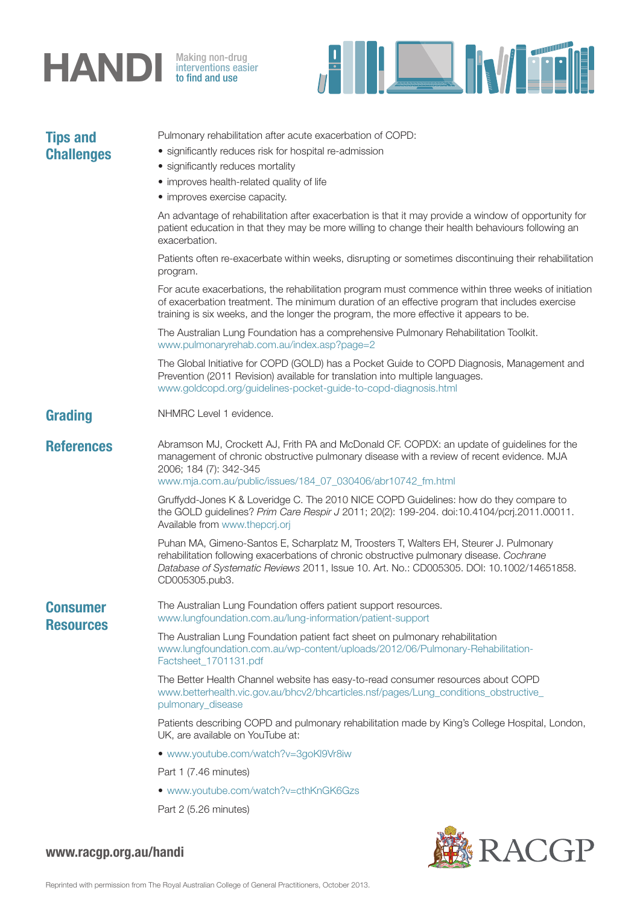# HANDI

Making non-drug interventions easier to find and use

## Tips and Challenges

Pulmonary rehabilitation after acute exacerbation of COPD:

- significantly reduces risk for hospital re-admission
- significantly reduces mortality
- improves health-related quality of life
- improves exercise capacity.

An advantage of rehabilitation after exacerbation is that it may provide a window of opportunity for patient education in that they may be more willing to change their health behaviours following an exacerbation.

Patients often re-exacerbate within weeks, disrupting or sometimes discontinuing their rehabilitation program.

For acute exacerbations, the rehabilitation program must commence within three weeks of initiation of exacerbation treatment. The minimum duration of an effective program that includes exercise training is six weeks, and the longer the program, the more effective it appears to be.

The Australian Lung Foundation has a comprehensive Pulmonary Rehabilitation Toolkit.
www.pulmonaryrehab.com.au/index.asp?page=2

The Global Initiative for COPD (GOLD) has a Pocket Guide to COPD Diagnosis, Management and Prevention (2011 Revision) available for translation into multiple languages.
www.goldcopd.org/guidelines-pocket-guide-to-copd-diagnosis.html

## Grading

NHMRC Level 1 evidence.

## References

Abramson MJ, Crockett AJ, Frith PA and McDonald CF. COPDX: an update of guidelines for the management of chronic obstructive pulmonary disease with a review of recent evidence. MJA 2006; 184 (7): 342-345
www.mja.com.au/public/issues/184_07_030406/abr10742_fm.html

Gruffydd-Jones K & Loveridge C. The 2010 NICE COPD Guidelines: how do they compare to the GOLD guidelines? *Prim Care Respir J* 2011; 20(2): 199-204. doi:10.4104/pcrj.2011.00011. Available from www.thepcrj.orj

Puhan MA, Gimeno-Santos E, Scharplatz M, Troosters T, Walters EH, Steurer J. Pulmonary rehabilitation following exacerbations of chronic obstructive pulmonary disease. *Cochrane Database of Systematic Reviews* 2011, Issue 10. Art. No.: CD005305. DOI: 10.1002/14651858. CD005305.pub3.

## Consumer Resources

The Australian Lung Foundation offers patient support resources.
www.lungfoundation.com.au/lung-information/patient-support

The Australian Lung Foundation patient fact sheet on pulmonary rehabilitation
www.lungfoundation.com.au/wp-content/uploads/2012/06/Pulmonary-Rehabilitation-Factsheet_1701131.pdf

The Better Health Channel website has easy-to-read consumer resources about COPD
www.betterhealth.vic.gov.au/bhcv2/bhcarticles.nsf/pages/Lung_conditions_obstructive_pulmonary_disease

Patients describing COPD and pulmonary rehabilitation made by King's College Hospital, London, UK, are available on YouTube at:

- www.youtube.com/watch?v=3goKl9Vr8iw

Part 1 (7.46 minutes)

- www.youtube.com/watch?v=cthKnGK6Gzs

Part 2 (5.26 minutes)

**www.racgp.org.au/handi**

RACGP

Reprinted with permission from The Royal Australian College of General Practitioners, October 2013.